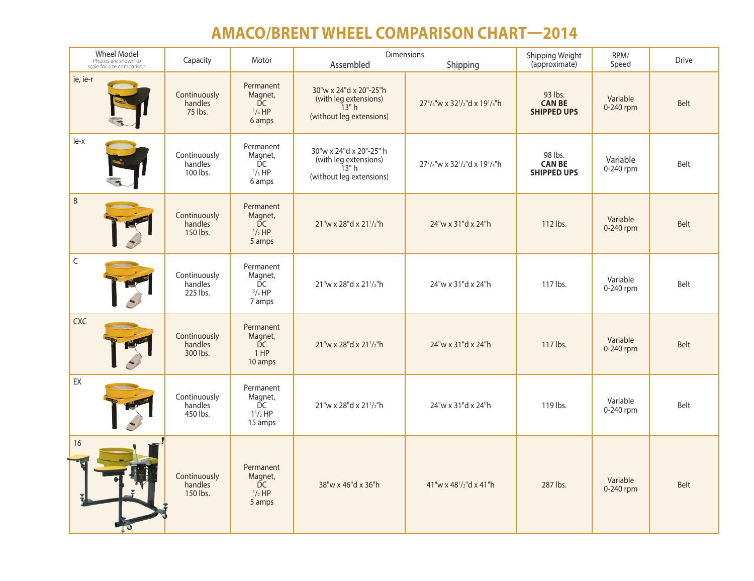# AMACO/BRENT WHEEL COMPARISON CHART—2014

| Wheel Model<br>Photos are shown to scale for size comparison. | Capacity | Motor | Dimensions | | Shipping Weight (approximate) | RPM/ Speed | Drive |
|---|---|---|---|---|---|---|---|
| | | | Assembled | Shipping | | | |
| ie, ie-r | Continuously handles 75 lbs. | Permanent Magnet, DC $^1/_4$ HP 6 amps | 30"w x 24"d x 20"-25"h (with leg extensions) 13" h (without leg extensions) | 27$^3/_4$"w x 32$^1/_2$"d x 19$^1/_4$"h | 93 lbs. **CAN BE SHIPPED UPS** | Variable 0-240 rpm | Belt |
| ie-x | Continuously handles 100 lbs. | Permanent Magnet, DC $^1/_3$ HP 6 amps | 30"w x 24"d x 20"-25" h (with leg extensions) 13" h (without leg extensions) | 27$^3/_4$"w x 32$^1/_2$"d x 19$^1/_4$"h | 98 lbs. **CAN BE SHIPPED UPS** | Variable 0-240 rpm | Belt |
| B | Continuously handles 150 lbs. | Permanent Magnet, DC $^1/_2$ HP 5 amps | 21"w x 28"d x 21$^1/_2$"h | 24"w x 31"d x 24"h | 112 lbs. | Variable 0-240 rpm | Belt |
| C | Continuously handles 225 lbs. | Permanent Magnet, DC $^3/_4$ HP 7 amps | 21"w x 28"d x 21$^1/_2$"h | 24"w x 31"d x 24"h | 117 lbs. | Variable 0-240 rpm | Belt |
| CXC | Continuously handles 300 lbs. | Permanent Magnet, DC 1 HP 10 amps | 21"w x 28"d x 21$^1/_2$"h | 24"w x 31"d x 24"h | 117 lbs. | Variable 0-240 rpm | Belt |
| EX | Continuously handles 450 lbs. | Permanent Magnet, DC 1$^1/_2$ HP 15 amps | 21"w x 28"d x 21$^1/_2$"h | 24"w x 31"d x 24"h | 119 lbs. | Variable 0-240 rpm | Belt |
| 16 | Continuously handles 150 lbs. | Permanent Magnet, DC $^1/_2$ HP 5 amps | 38"w x 46"d x 36"h | 41"w x 48$^1/_2$"d x 41"h | 287 lbs. | Variable 0-240 rpm | Belt |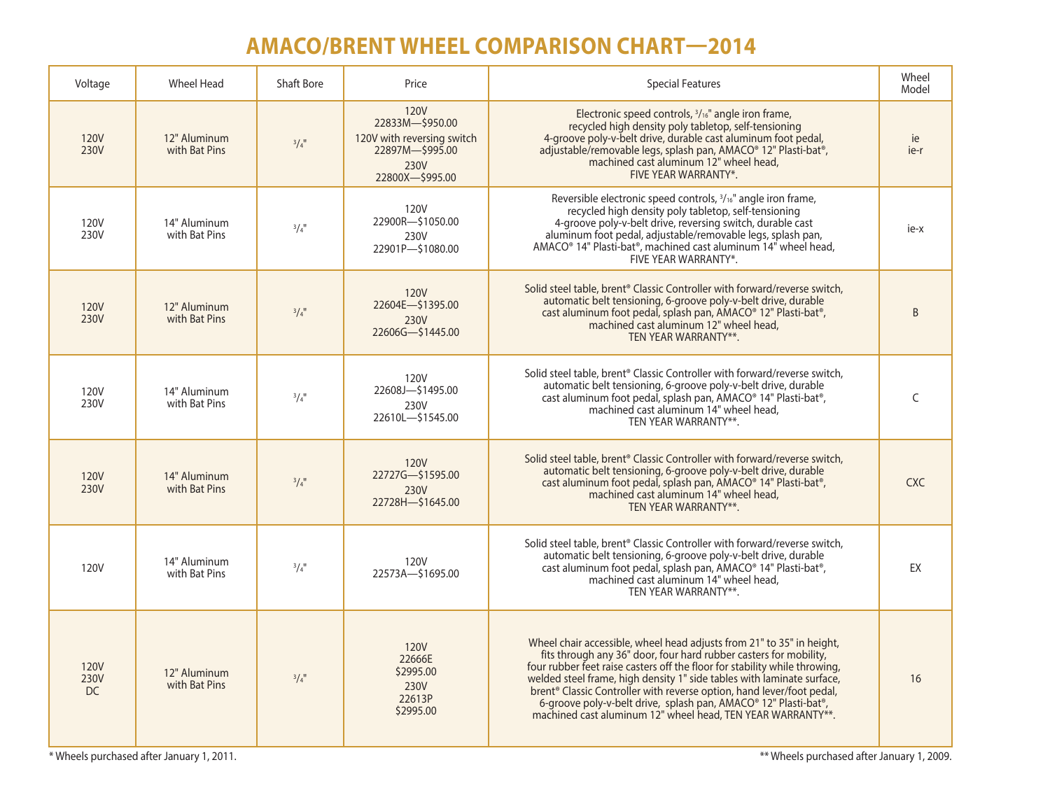# AMACO/BRENT WHEEL COMPARISON CHART—2014

| Voltage | Wheel Head | Shaft Bore | Price | Special Features | Wheel Model |
|---|---|---|---|---|---|
| 120V<br>230V | 12" Aluminum with Bat Pins | 3/4" | 120V<br>22833M—$950.00<br>120V with reversing switch<br>22897M—$995.00<br>230V<br>22800X—$995.00 | Electronic speed controls, 3/16" angle iron frame, recycled high density poly tabletop, self-tensioning 4-groove poly-v-belt drive, durable cast aluminum foot pedal, adjustable/removable legs, splash pan, AMACO® 12" Plasti-bat®, machined cast aluminum 12" wheel head, FIVE YEAR WARRANTY*. | ie<br>ie-r |
| 120V<br>230V | 14" Aluminum with Bat Pins | 3/4" | 120V<br>22900R—$1050.00<br>230V<br>22901P—$1080.00 | Reversible electronic speed controls, 3/16" angle iron frame, recycled high density poly tabletop, self-tensioning 4-groove poly-v-belt drive, reversing switch, durable cast aluminum foot pedal, adjustable/removable legs, splash pan, AMACO® 14" Plasti-bat®, machined cast aluminum 14" wheel head, FIVE YEAR WARRANTY*. | ie-x |
| 120V<br>230V | 12" Aluminum with Bat Pins | 3/4" | 120V<br>22604E—$1395.00<br>230V<br>22606G—$1445.00 | Solid steel table, brent® Classic Controller with forward/reverse switch, automatic belt tensioning, 6-groove poly-v-belt drive, durable cast aluminum foot pedal, splash pan, AMACO® 12" Plasti-bat®, machined cast aluminum 12" wheel head, TEN YEAR WARRANTY**. | B |
| 120V<br>230V | 14" Aluminum with Bat Pins | 3/4" | 120V<br>22608J—$1495.00<br>230V<br>22610L—$1545.00 | Solid steel table, brent® Classic Controller with forward/reverse switch, automatic belt tensioning, 6-groove poly-v-belt drive, durable cast aluminum foot pedal, splash pan, AMACO® 14" Plasti-bat®, machined cast aluminum 14" wheel head, TEN YEAR WARRANTY**. | C |
| 120V<br>230V | 14" Aluminum with Bat Pins | 3/4" | 120V<br>22727G—$1595.00<br>230V<br>22728H—$1645.00 | Solid steel table, brent® Classic Controller with forward/reverse switch, automatic belt tensioning, 6-groove poly-v-belt drive, durable cast aluminum foot pedal, splash pan, AMACO® 14" Plasti-bat®, machined cast aluminum 14" wheel head, TEN YEAR WARRANTY**. | CXC |
| 120V | 14" Aluminum with Bat Pins | 3/4" | 120V<br>22573A—$1695.00 | Solid steel table, brent® Classic Controller with forward/reverse switch, automatic belt tensioning, 6-groove poly-v-belt drive, durable cast aluminum foot pedal, splash pan, AMACO® 14" Plasti-bat®, machined cast aluminum 14" wheel head, TEN YEAR WARRANTY**. | EX |
| 120V<br>230V<br>DC | 12" Aluminum with Bat Pins | 3/4" | 120V<br>22666E<br>$2995.00<br>230V<br>22613P<br>$2995.00 | Wheel chair accessible, wheel head adjusts from 21" to 35" in height, fits through any 36" door, four hard rubber casters for mobility, four rubber feet raise casters off the floor for stability while throwing, welded steel frame, high density 1" side tables with laminate surface, brent® Classic Controller with reverse option, hand lever/foot pedal, 6-groove poly-v-belt drive, splash pan, AMACO® 12" Plasti-bat®, machined cast aluminum 12" wheel head, TEN YEAR WARRANTY**. | 16 |

* Wheels purchased after January 1, 2011.

** Wheels purchased after January 1, 2009.